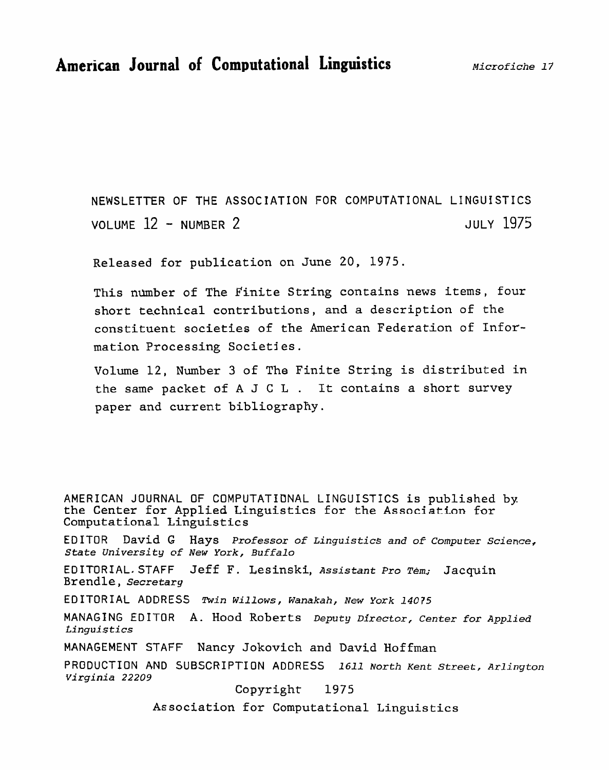# American Journal of Computational Linguistics

*Microfiche 17*

NEWSLETTER OF THE ASSOCIATION FOR COMPUTATIONAL LINGUISTICS
VOLUME 12 - NUMBER 2 JULY 1975

Released for publication on June 20, 1975.

This number of The Finite String contains news items, four short technical contributions, and a description of the constituent societies of the American Federation of Information Processing Societies.

Volume 12, Number 3 of The Finite String is distributed in the same packet of A J C L . It contains a short survey paper and current bibliography.

AMERICAN JOURNAL OF COMPUTATIONAL LINGUISTICS is published by the Center for Applied Linguistics for the Association for Computational Linguistics

EDITOR David G Hays *Professor of Linguistics and of Computer Science, State University of New York, Buffalo*

EDITORIAL STAFF Jeff F. Lesinski, *Assistant Pro Tem;* Jacquin Brendle, *Secretary*

EDITORIAL ADDRESS *Twin Willows, Wanakah, New York 14075*

MANAGING EDITOR A. Hood Roberts *Deputy Director, Center for Applied Linguistics*

MANAGEMENT STAFF Nancy Jokovich and David Hoffman

PRODUCTION AND SUBSCRIPTION ADDRESS *1611 North Kent Street, Arlington Virginia 22209*

Copyright 1975

Association for Computational Linguistics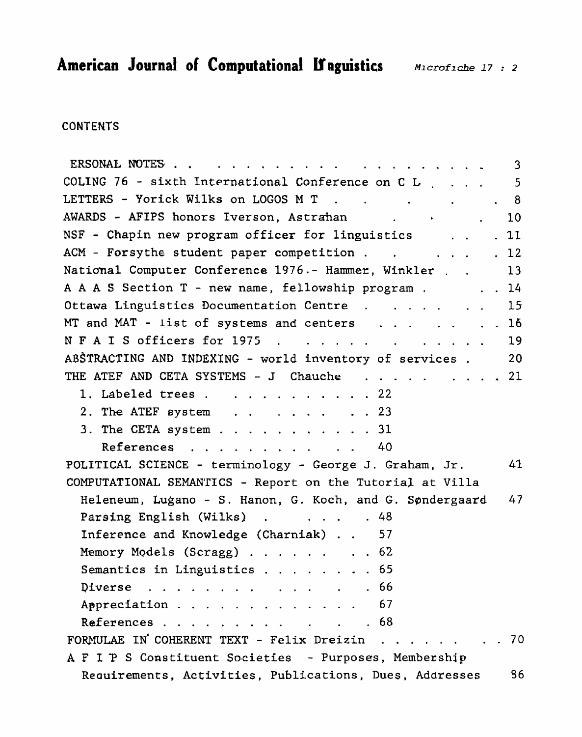# American Journal of Computational lfnguistics

*Microfiche 17 : 2*

CONTENTS

| | |
|---|---|
| ERSONAL NOTES | 3 |
| COLING 76 - sixth International Conference on C L | 5 |
| LETTERS - Yorick Wilks on LOGOS M T | 8 |
| AWARDS - AFIPS honors Iverson, Astrahan | 10 |
| NSF - Chapin new program officer for linguistics | 11 |
| ACM - Forsythe student paper competition | 12 |
| National Computer Conference 1976.- Hammer, Winkler | 13 |
| A A A S Section T - new name, fellowship program | 14 |
| Ottawa Linguistics Documentation Centre | 15 |
| MT and MAT - list of systems and centers | 16 |
| N F A I S officers for 1975 | 19 |
| ABSTRACTING AND INDEXING - world inventory of services | 20 |
| THE ATEF AND CETA SYSTEMS - J Chauche | 21 |
| 1. Labeled trees | 22 |
| 2. The ATEF system | 23 |
| 3. The CETA system | 31 |
| References | 40 |
| POLITICAL SCIENCE - terminology - George J. Graham, Jr. | 41 |
| COMPUTATIONAL SEMANTICS - Report on the Tutorial at Villa Heleneum, Lugano - S. Hanon, G. Koch, and G. Søndergaard | 47 |
| Parsing English (Wilks) | 48 |
| Inference and Knowledge (Charniak) | 57 |
| Memory Models (Scragg) | 62 |
| Semantics in Linguistics | 65 |
| Diverse | 66 |
| Appreciation | 67 |
| References | 68 |
| FORMULAE IN COHERENT TEXT - Felix Dreizin | 70 |
| A F I P S Constituent Societies - Purposes, Membership Requirements, Activities, Publications, Dues, Addresses | 86 |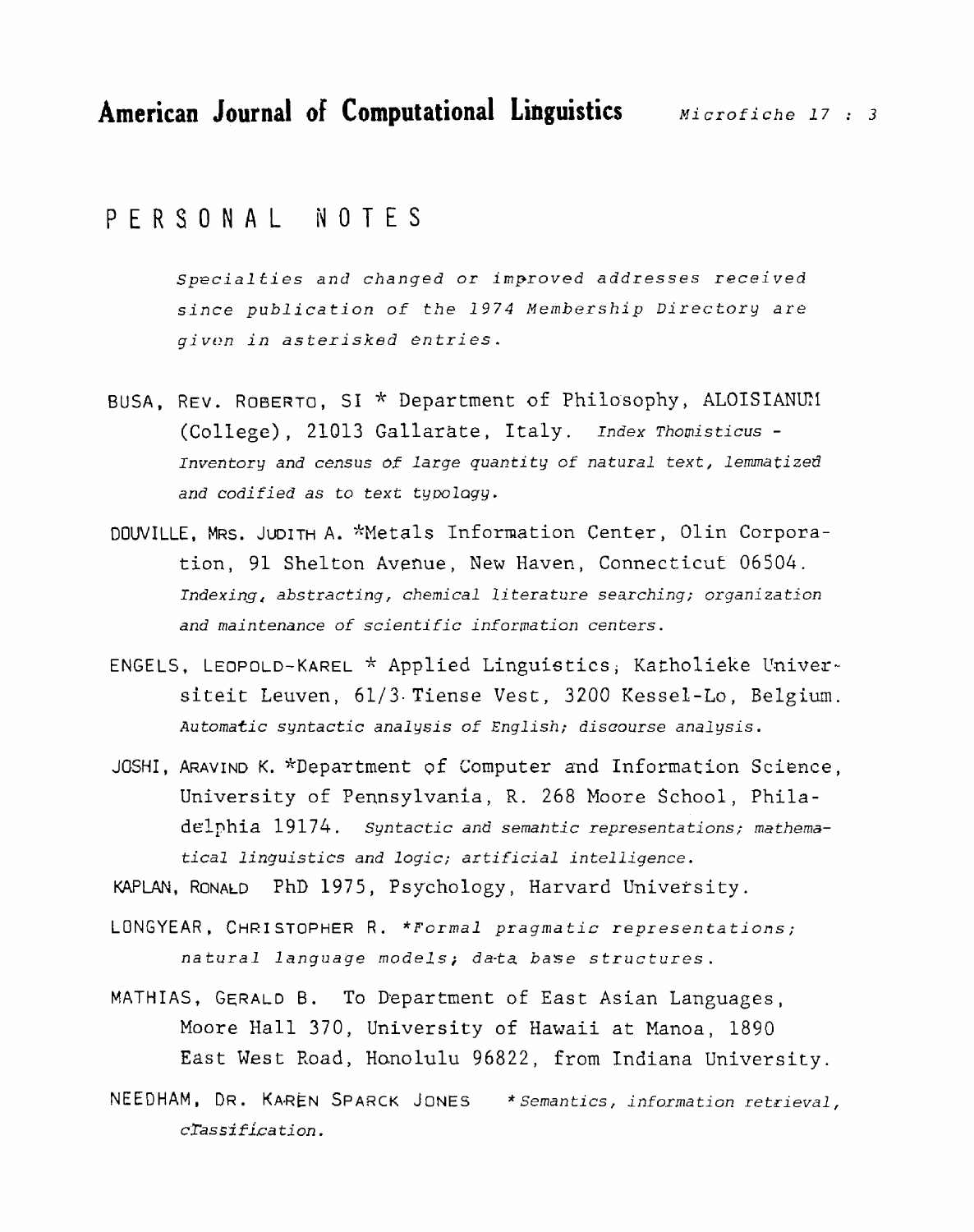# American Journal of Computational Linguistics

*Microfiche 17 : 3*

## PERSONAL NOTES

*Specialties and changed or improved addresses received since publication of the 1974 Membership Directory are given in asterisked entries.*

BUSA, REV. ROBERTO, SI * Department of Philosophy, ALOISIANUM (College), 21013 Gallarate, Italy. *Index Thomisticus - Inventory and census of large quantity of natural text, lemmatized and codified as to text typology.*

DOUVILLE, MRS. JUDITH A. *Metals Information Center, Olin Corporation, 91 Shelton Avenue, New Haven, Connecticut 06504. *Indexing, abstracting, chemical literature searching; organization and maintenance of scientific information centers.*

ENGELS, LEOPOLD-KAREL * Applied Linguistics, Katholieke Universiteit Leuven, 61/3 Tiense Vest, 3200 Kessel-Lo, Belgium. *Automatic syntactic analysis of English; discourse analysis.*

JOSHI, ARAVIND K. *Department of Computer and Information Science, University of Pennsylvania, R. 268 Moore School, Philadelphia 19174. *Syntactic and semantic representations; mathematical linguistics and logic; artificial intelligence.*

KAPLAN, RONALD PhD 1975, Psychology, Harvard University.

LONGYEAR, CHRISTOPHER R. **Formal pragmatic representations; natural language models; data base structures.*

MATHIAS, GERALD B. To Department of East Asian Languages, Moore Hall 370, University of Hawaii at Manoa, 1890 East West Road, Honolulu 96822, from Indiana University.

NEEDHAM, DR. KAREN SPARCK JONES **Semantics, information retrieval, classification.*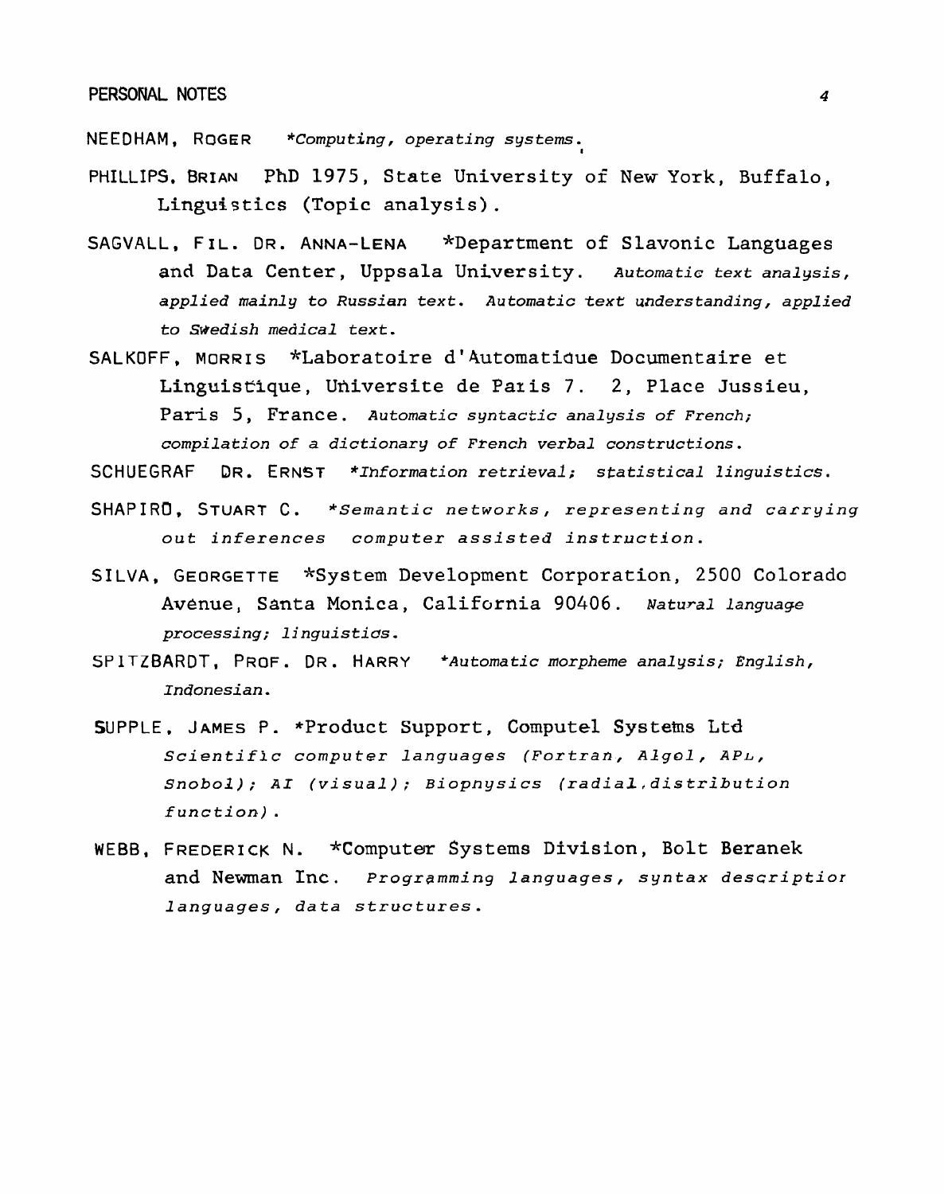NEEDHAM, ROGER *Computing, operating systems.*

PHILLIPS, BRIAN PhD 1975, State University of New York, Buffalo, Linguistics (Topic analysis).

SAGVALL, FIL. DR. ANNA-LENA *Department of Slavonic Languages and Data Center, Uppsala University. *Automatic text analysis, applied mainly to Russian text. Automatic text understanding, applied to Swedish medical text.*

SALKOFF, MORRIS *Laboratoire d'Automatique Documentaire et Linguistique, Universite de Paris 7. 2, Place Jussieu, Paris 5, France. *Automatic syntactic analysis of French; compilation of a dictionary of French verbal constructions.*

SCHUEGRAF DR. ERNST *Information retrieval; statistical linguistics.*

SHAPIRO, STUART C. *Semantic networks, representing and carrying out inferences computer assisted instruction.*

SILVA, GEORGETTE *System Development Corporation, 2500 Colorado Avenue, Santa Monica, California 90406. *Natural language processing; linguistics.*

SPITZBARDT, PROF. DR. HARRY *Automatic morpheme analysis; English, Indonesian.*

SUPPLE, JAMES P. *Product Support, Computel Systems Ltd *Scientific computer languages (Fortran, Algol, APL, Snobol); AI (visual); Biophysics (radial distribution function).*

WEBB, FREDERICK N. *Computer Systems Division, Bolt Beranek and Newman Inc. *Programming languages, syntax description languages, data structures.*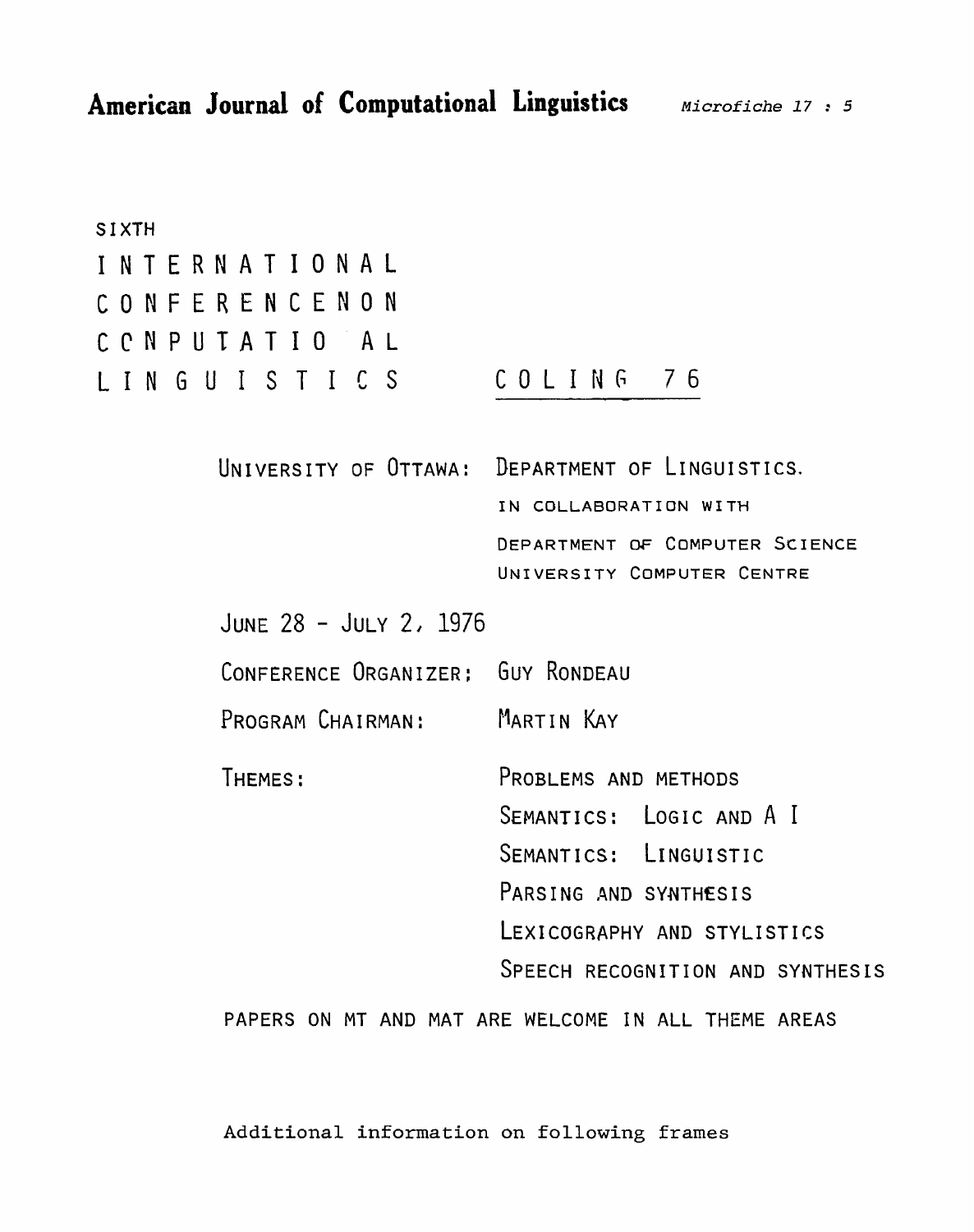SIXTH

INTERNATIONAL CONFERENCE ON COMPUTATIONAL LINGUISTICS

# COLING 76

UNIVERSITY OF OTTAWA: DEPARTMENT OF LINGUISTICS.
IN COLLABORATION WITH
DEPARTMENT OF COMPUTER SCIENCE
UNIVERSITY COMPUTER CENTRE

JUNE 28 - JULY 2, 1976

CONFERENCE ORGANIZER: GUY RONDEAU

PROGRAM CHAIRMAN: MARTIN KAY

THEMES:

- PROBLEMS AND METHODS
- SEMANTICS: LOGIC AND A I
- SEMANTICS: LINGUISTIC
- PARSING AND SYNTHESIS
- LEXICOGRAPHY AND STYLISTICS
- SPEECH RECOGNITION AND SYNTHESIS

PAPERS ON MT AND MAT ARE WELCOME IN ALL THEME AREAS

Additional information on following frames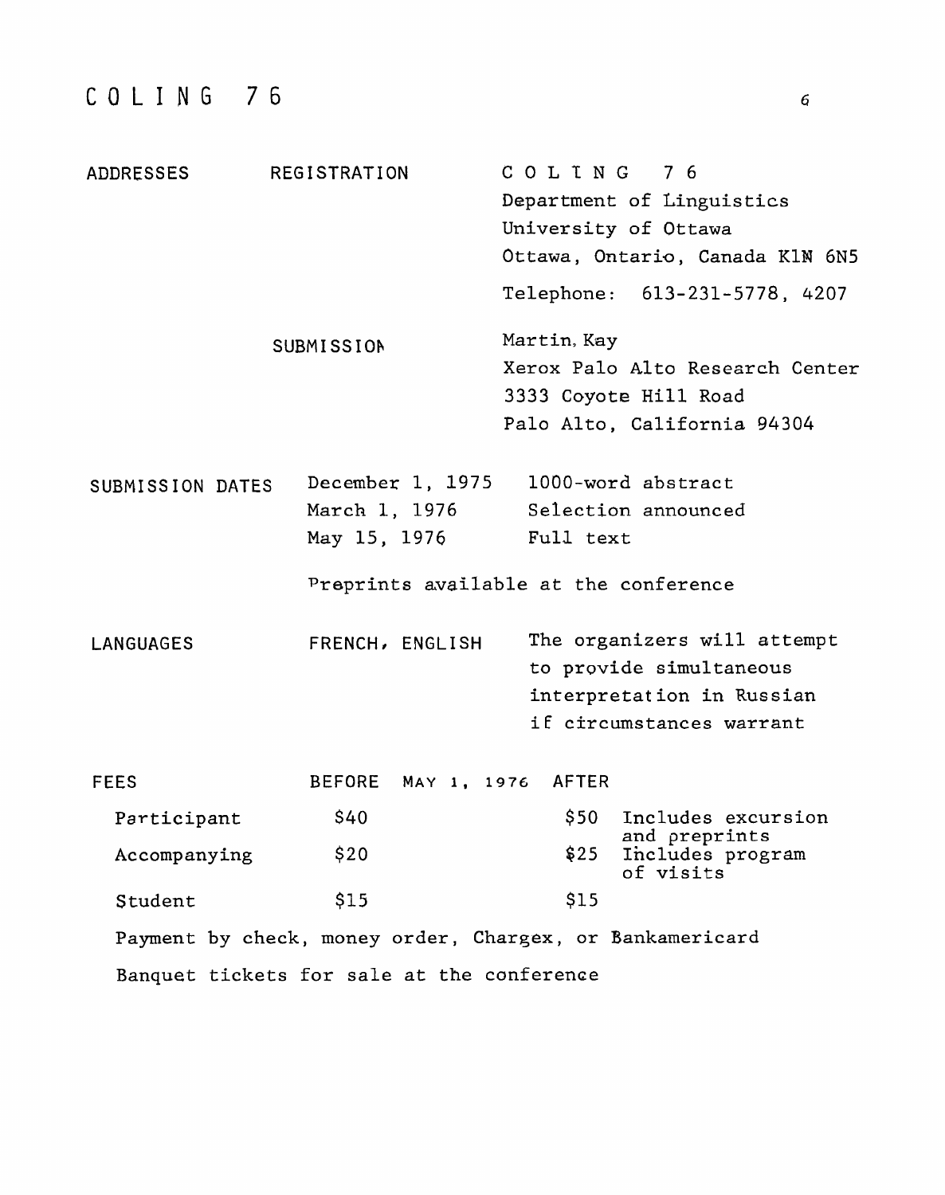# COLING 76

## ADDRESSES

**REGISTRATION**

COLING 76
Department of Linguistics
University of Ottawa
Ottawa, Ontario, Canada K1N 6N5

Telephone: 613-231-5778, 4207

**SUBMISSION**

Martin Kay
Xerox Palo Alto Research Center
3333 Coyote Hill Road
Palo Alto, California 94304

## SUBMISSION DATES

| | |
|---|---|
| December 1, 1975 | 1000-word abstract |
| March 1, 1976 | Selection announced |
| May 15, 1976 | Full text |

Preprints available at the conference

## LANGUAGES

FRENCH, ENGLISH

The organizers will attempt to provide simultaneous interpretation in Russian if circumstances warrant

## FEES

| | BEFORE MAY 1, 1976 | AFTER | |
|---|---|---|---|
| Participant | $40 | $50 | Includes excursion and preprints |
| Accompanying | $20 | $25 | Includes program of visits |
| Student | $15 | $15 | |

Payment by check, money order, Chargex, or Bankamericard

Banquet tickets for sale at the conference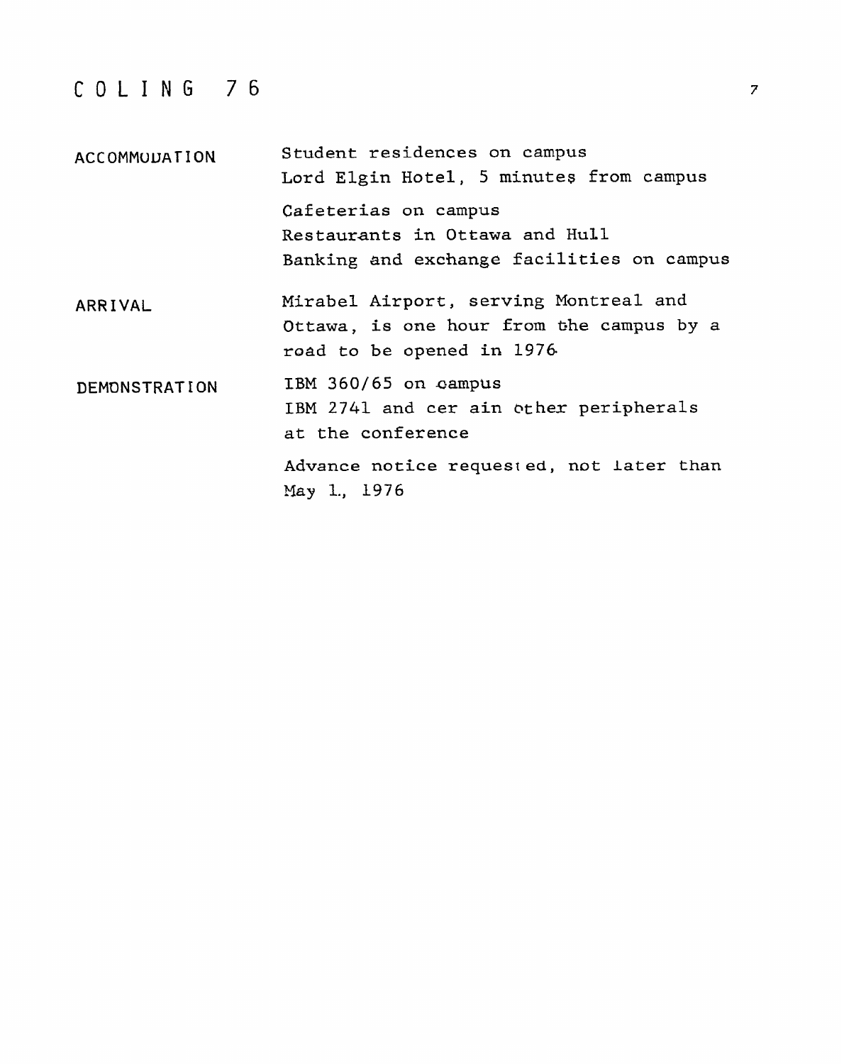**ACCOMMODATION**

Student residences on campus
Lord Elgin Hotel, 5 minutes from campus

Cafeterias on campus
Restaurants in Ottawa and Hull
Banking and exchange facilities on campus

**ARRIVAL**

Mirabel Airport, serving Montreal and Ottawa, is one hour from the campus by a road to be opened in 1976.

**DEMONSTRATION**

IBM 360/65 on campus
IBM 2741 and certain other peripherals at the conference

Advance notice requested, not later than May 1, 1976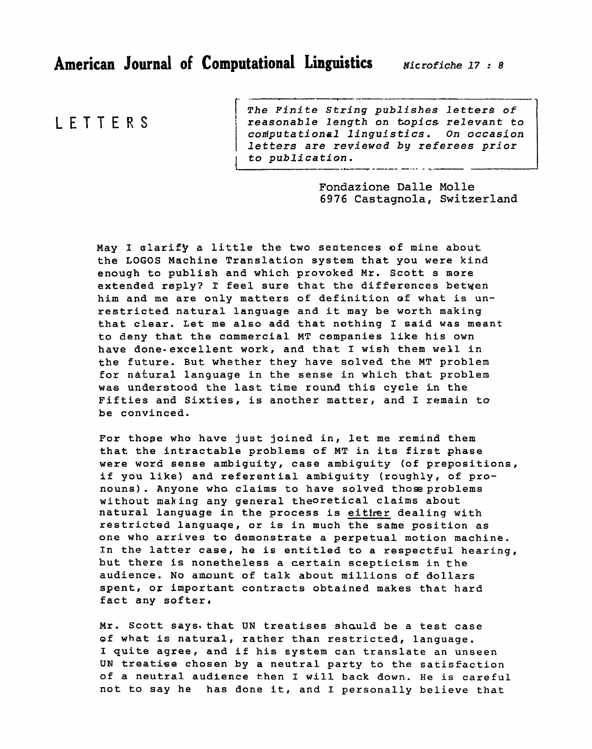# LETTERS

*The Finite String publishes letters of reasonable length on topics relevant to computational linguistics. On occasion letters are reviewed by referees prior to publication.*

Fondazione Dalle Molle
6976 Castagnola, Switzerland

May I clarify a little the two sentences of mine about the LOGOS Machine Translation system that you were kind enough to publish and which provoked Mr. Scott s more extended reply? I feel sure that the differences betwen him and me are only matters of definition of what is unrestricted natural language and it may be worth making that clear. Let me also add that nothing I said was meant to deny that the commercial MT companies like his own have done excellent work, and that I wish them well in the future. But whether they have solved the MT problem for natural language in the sense in which that problem was understood the last time round this cycle in the Fifties and Sixties, is another matter, and I remain to be convinced.

For those who have just joined in, let me remind them that the intractable problems of MT in its first phase were word sense ambiguity, case ambiguity (of prepositions, if you like) and referential ambiguity (roughly, of pronouns). Anyone who claims to have solved those problems without making any general theoretical claims about natural language in the process is <u>either</u> dealing with restricted language, or is in much the same position as one who arrives to demonstrate a perpetual motion machine. In the latter case, he is entitled to a respectful hearing, but there is nonetheless a certain scepticism in the audience. No amount of talk about millions of dollars spent, or important contracts obtained makes that hard fact any softer.

Mr. Scott says that UN treatises should be a test case of what is natural, rather than restricted, language. I quite agree, and if his system can translate an unseen UN treatise chosen by a neutral party to the satisfaction of a neutral audience then I will back down. He is careful not to say he has done it, and I personally believe that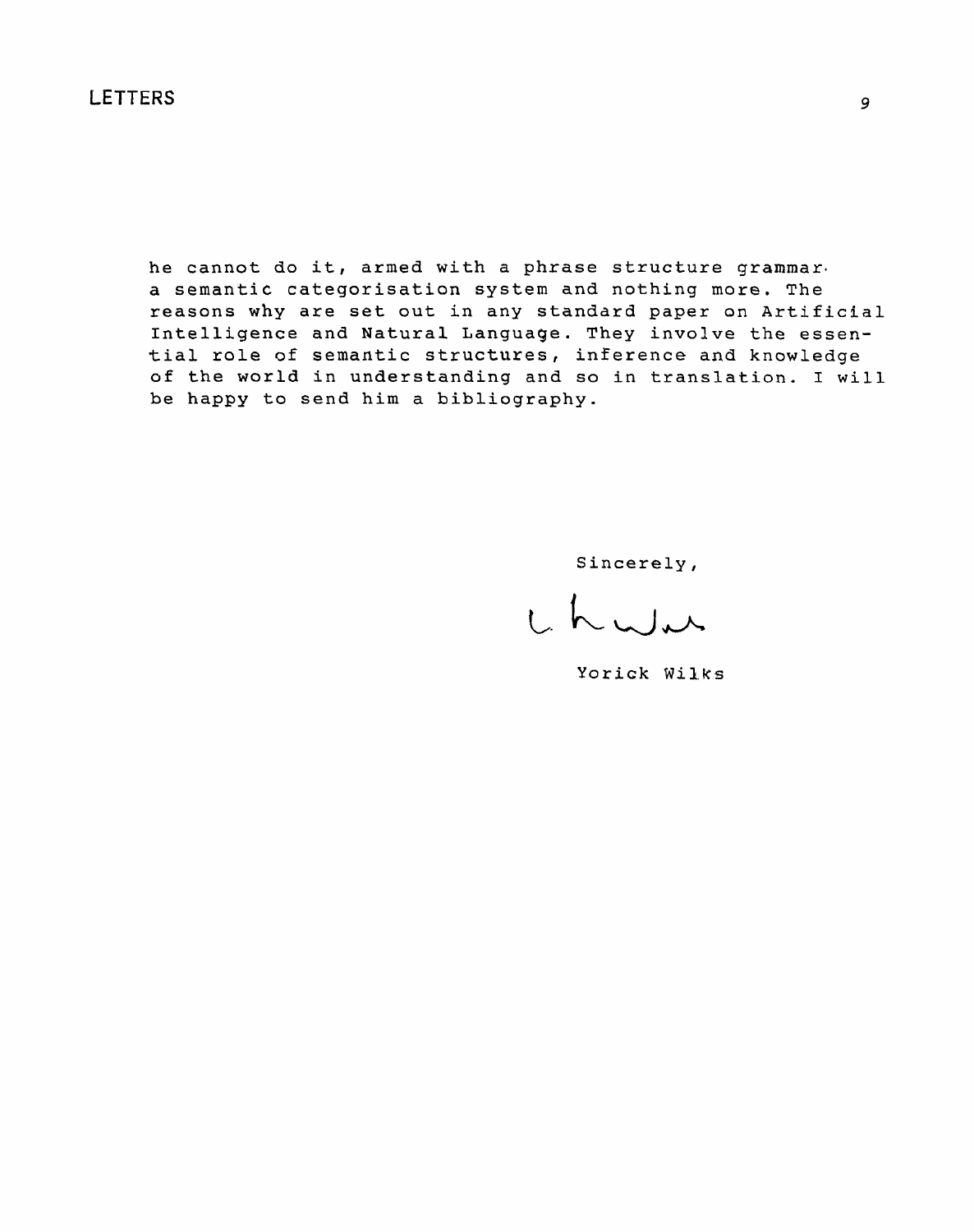he cannot do it, armed with a phrase structure grammar. a semantic categorisation system and nothing more. The reasons why are set out in any standard paper on Artificial Intelligence and Natural Language. They involve the essential role of semantic structures, inference and knowledge of the world in understanding and so in translation. I will be happy to send him a bibliography.

Sincerely,

Yorick Wilks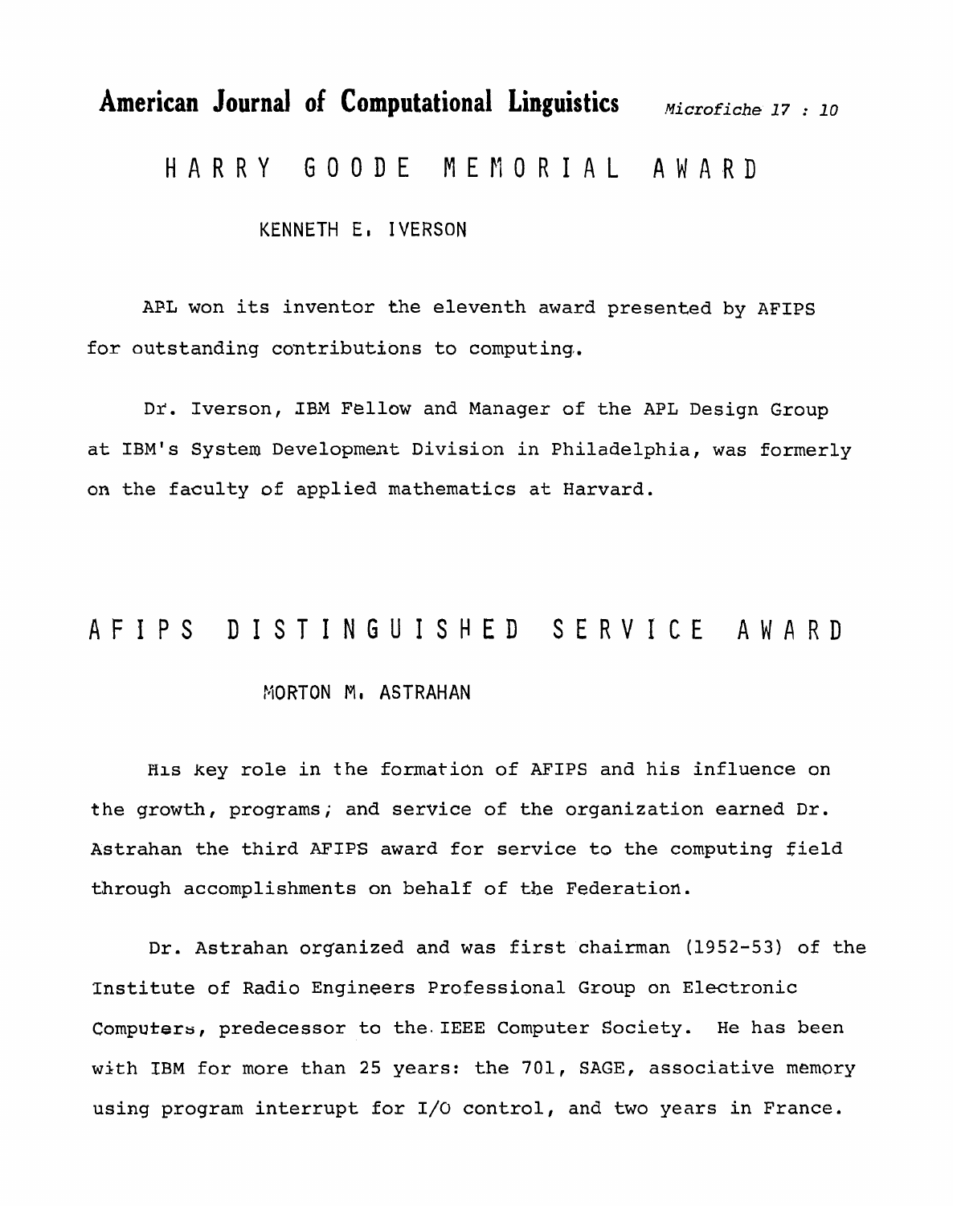# HARRY GOODE MEMORIAL AWARD

KENNETH E. IVERSON

APL won its inventor the eleventh award presented by AFIPS for outstanding contributions to computing.

Dr. Iverson, IBM Fellow and Manager of the APL Design Group at IBM's System Development Division in Philadelphia, was formerly on the faculty of applied mathematics at Harvard.

# AFIPS DISTINGUISHED SERVICE AWARD

MORTON M. ASTRAHAN

His key role in the formation of AFIPS and his influence on the growth, programs, and service of the organization earned Dr. Astrahan the third AFIPS award for service to the computing field through accomplishments on behalf of the Federation.

Dr. Astrahan organized and was first chairman (1952-53) of the Institute of Radio Engineers Professional Group on Electronic Computers, predecessor to the IEEE Computer Society. He has been with IBM for more than 25 years: the 701, SAGE, associative memory using program interrupt for I/O control, and two years in France.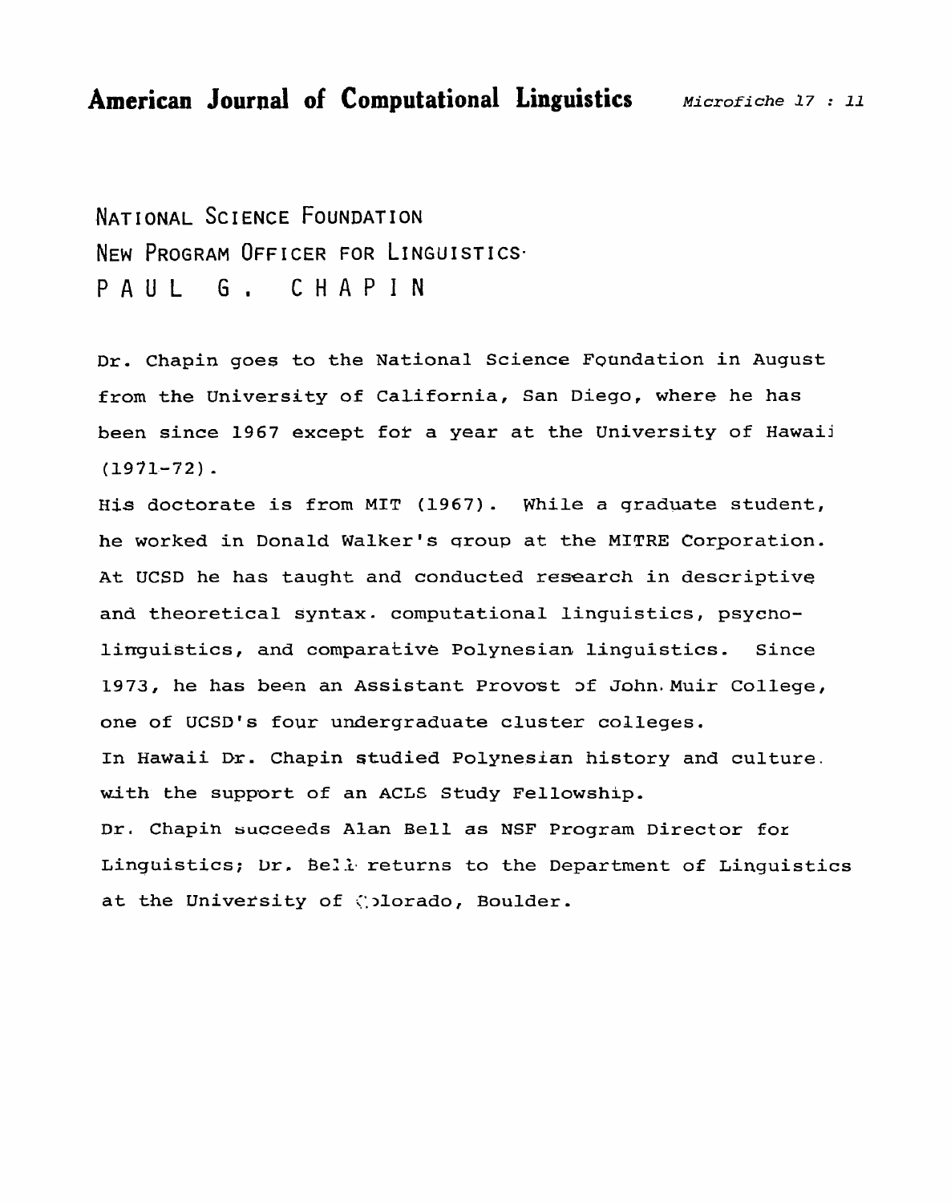NATIONAL SCIENCE FOUNDATION

NEW PROGRAM OFFICER FOR LINGUISTICS

# PAUL G. CHAPIN

Dr. Chapin goes to the National Science Foundation in August from the University of California, San Diego, where he has been since 1967 except for a year at the University of Hawaii (1971-72).

His doctorate is from MIT (1967). While a graduate student, he worked in Donald Walker's group at the MITRE Corporation. At UCSD he has taught and conducted research in descriptive and theoretical syntax. computational linguistics, psycholinguistics, and comparative Polynesian linguistics. Since 1973, he has been an Assistant Provost of John Muir College, one of UCSD's four undergraduate cluster colleges.

In Hawaii Dr. Chapin studied Polynesian history and culture with the support of an ACLS Study Fellowship.

Dr. Chapin succeeds Alan Bell as NSF Program Director for Linguistics; Dr. Bell returns to the Department of Linguistics at the University of Colorado, Boulder.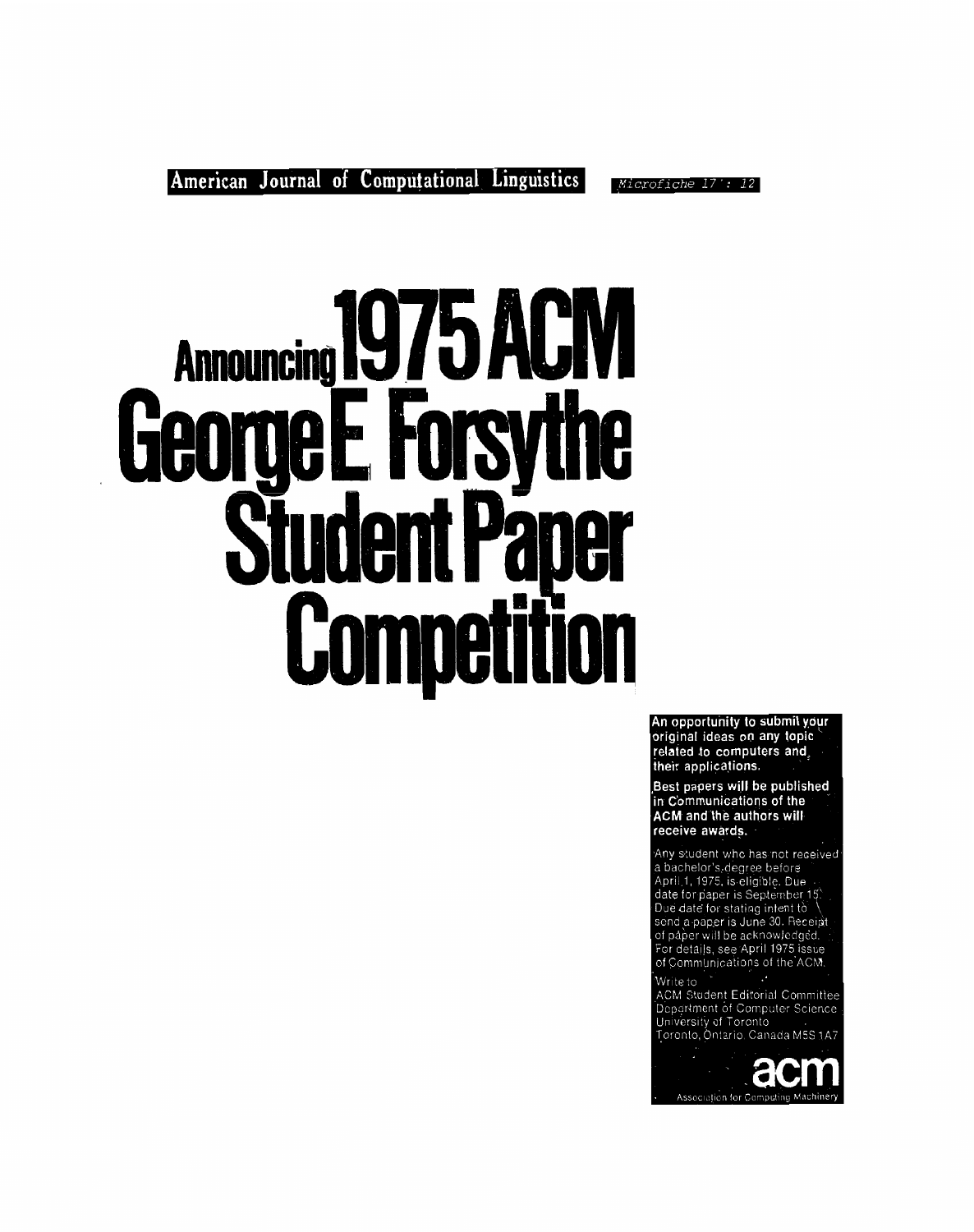# Announcing 1975 ACM George E. Forsythe Student Paper Competition

**An opportunity to submit your original ideas on any topic related to computers and their applications.**

**Best papers will be published in Communications of the ACM and the authors will receive awards.**

Any student who has not received a bachelor's degree before April 1, 1975, is eligible. Due date for paper is September 15. Due date for stating intent to send a paper is June 30. Receipt of paper will be acknowledged. For details, see April 1975 issue of Communications of the ACM.

Write to
ACM Student Editorial Committee
Department of Computer Science
University of Toronto
Toronto, Ontario, Canada M5S 1A7

**acm**
Association for Computing Machinery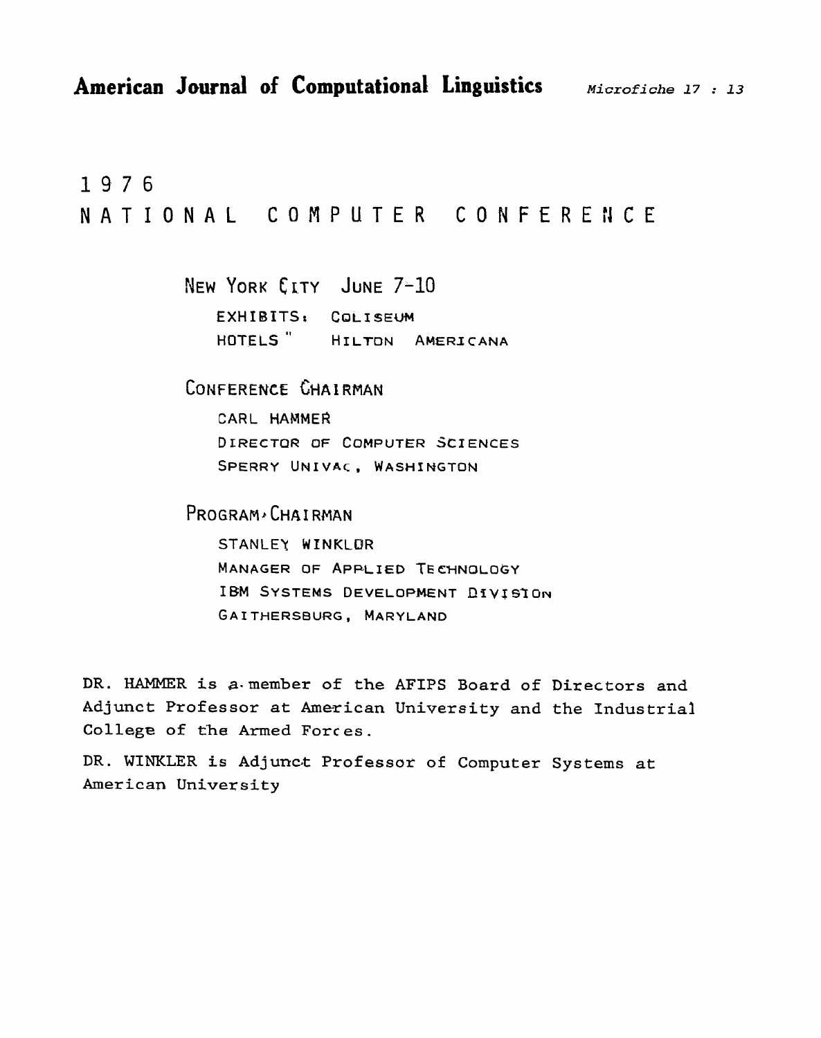# 1976 NATIONAL COMPUTER CONFERENCE

NEW YORK CITY JUNE 7-10

EXHIBITS: COLISEUM
HOTELS " HILTON AMERICANA

## CONFERENCE CHAIRMAN

CARL HAMMER
DIRECTOR OF COMPUTER SCIENCES
SPERRY UNIVAC, WASHINGTON

## PROGRAM CHAIRMAN

STANLEY WINKLOR
MANAGER OF APPLIED TECHNOLOGY
IBM SYSTEMS DEVELOPMENT DIVISION
GAITHERSBURG, MARYLAND

DR. HAMMER is a member of the AFIPS Board of Directors and Adjunct Professor at American University and the Industrial College of the Armed Forces.

DR. WINKLER is Adjunct Professor of Computer Systems at American University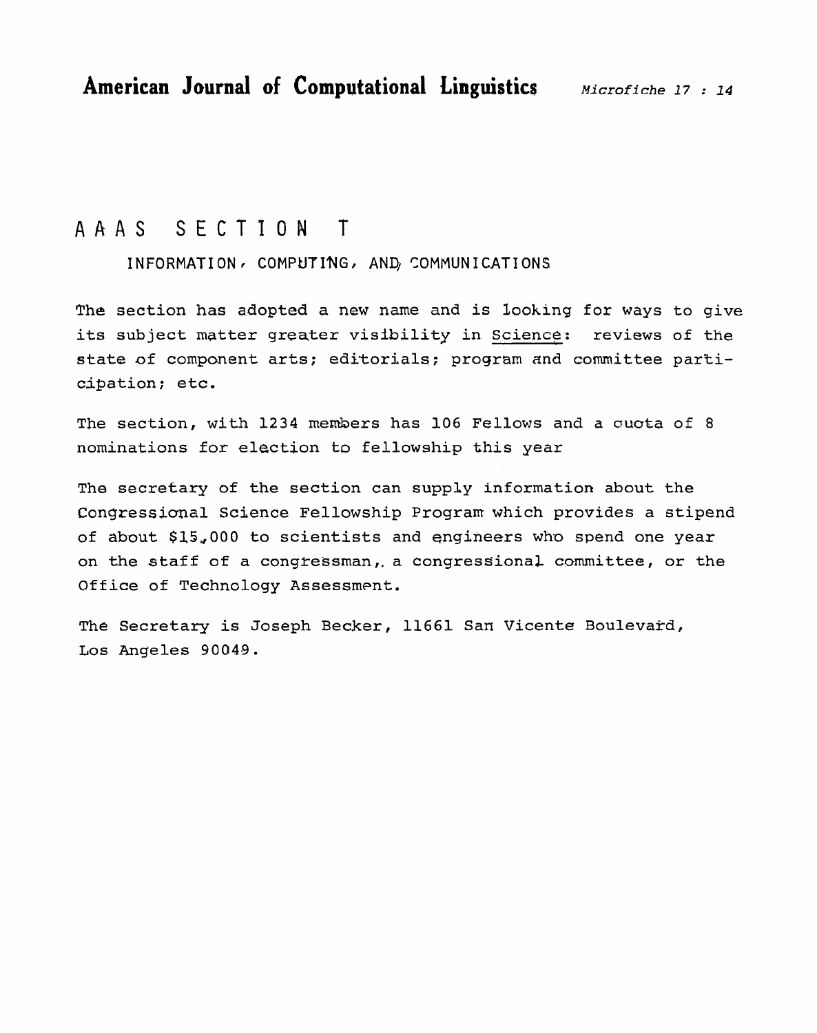# AAAS SECTION T

## INFORMATION, COMPUTING, AND COMMUNICATIONS

The section has adopted a new name and is looking for ways to give its subject matter greater visibility in Science: reviews of the state of component arts; editorials; program and committee participation; etc.

The section, with 1234 members has 106 Fellows and a quota of 8 nominations for election to fellowship this year

The secretary of the section can supply information about the Congressional Science Fellowship Program which provides a stipend of about $15,000 to scientists and engineers who spend one year on the staff of a congressman, a congressional committee, or the Office of Technology Assessment.

The Secretary is Joseph Becker, 11661 San Vicente Boulevard, Los Angeles 90049.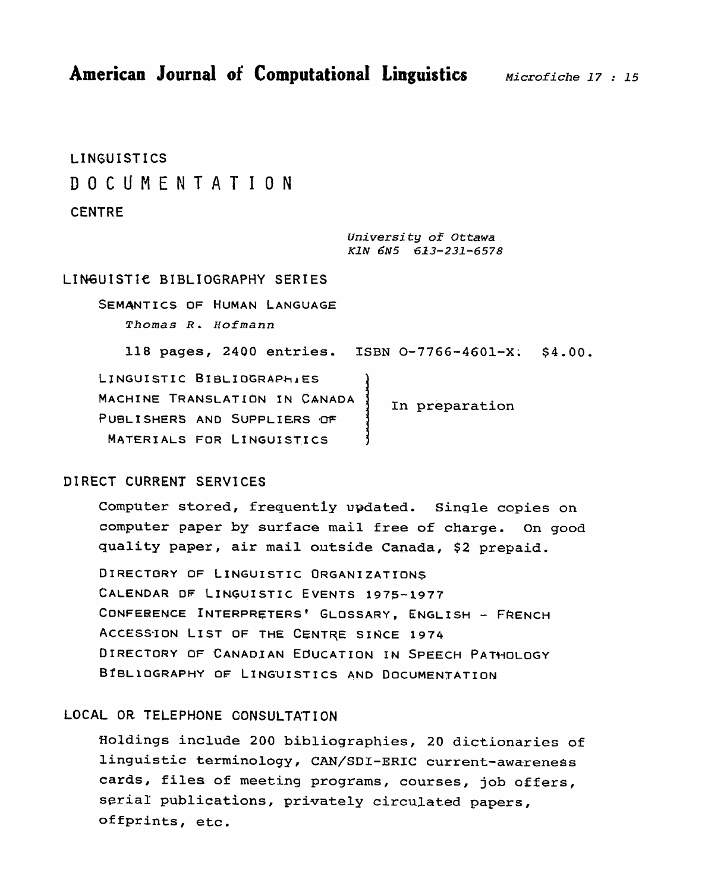# LINGUISTICS DOCUMENTATION CENTRE

*University of Ottawa*
*K1N 6N5 613-231-6578*

## LINGUISTIC BIBLIOGRAPHY SERIES

SEMANTICS OF HUMAN LANGUAGE

*Thomas R. Hofmann*

118 pages, 2400 entries. ISBN 0-7766-4601-X: $4.00.

In preparation:

- LINGUISTIC BIBLIOGRAPHIES
- MACHINE TRANSLATION IN CANADA
- PUBLISHERS AND SUPPLIERS OF MATERIALS FOR LINGUISTICS

## DIRECT CURRENT SERVICES

Computer stored, frequently updated. Single copies on computer paper by surface mail free of charge. On good quality paper, air mail outside Canada, $2 prepaid.

DIRECTORY OF LINGUISTIC ORGANIZATIONS
CALENDAR OF LINGUISTIC EVENTS 1975-1977
CONFERENCE INTERPRETERS' GLOSSARY, ENGLISH - FRENCH
ACCESSION LIST OF THE CENTRE SINCE 1974
DIRECTORY OF CANADIAN EDUCATION IN SPEECH PATHOLOGY
BIBLIOGRAPHY OF LINGUISTICS AND DOCUMENTATION

## LOCAL OR TELEPHONE CONSULTATION

Holdings include 200 bibliographies, 20 dictionaries of linguistic terminology, CAN/SDI-ERIC current-awareness cards, files of meeting programs, courses, job offers, serial publications, privately circulated papers, offprints, etc.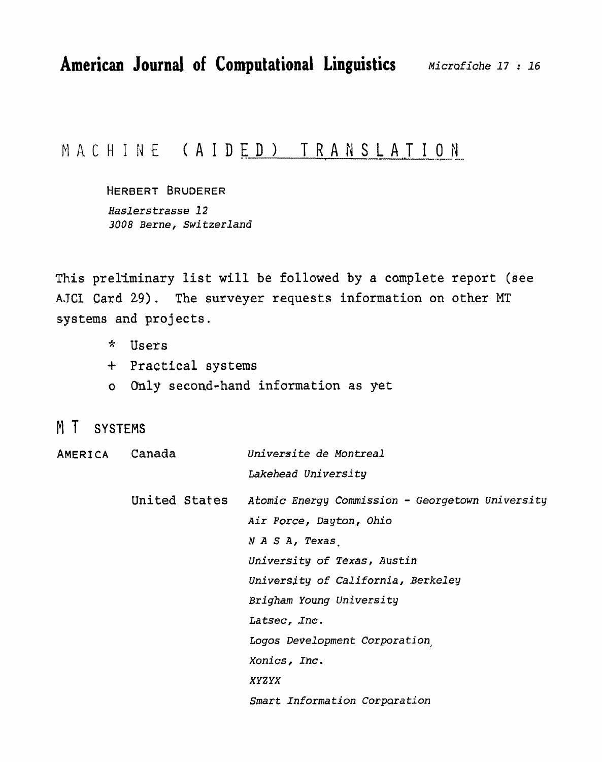**American Journal of Computational Linguistics** *Microfiche 17 : 16*

# MACHINE (AIDED) TRANSLATION

HERBERT BRUDERER

*Haslerstrasse 12*
*3008 Berne, Switzerland*

This preliminary list will be followed by a complete report (see AJCL Card 29). The surveyer requests information on other MT systems and projects.

- * Users
- + Practical systems
- o Only second-hand information as yet

## M T SYSTEMS

| | | |
|---|---|---|
| AMERICA | Canada | *Universite de Montreal* |
| | | *Lakehead University* |
| | United States | *Atomic Energy Commission - Georgetown University* |
| | | *Air Force, Dayton, Ohio* |
| | | *N A S A, Texas* |
| | | *University of Texas, Austin* |
| | | *University of California, Berkeley* |
| | | *Brigham Young University* |
| | | *Latsec, Inc.* |
| | | *Logos Development Corporation* |
| | | *Xonics, Inc.* |
| | | *XYZYX* |
| | | *Smart Information Corporation* |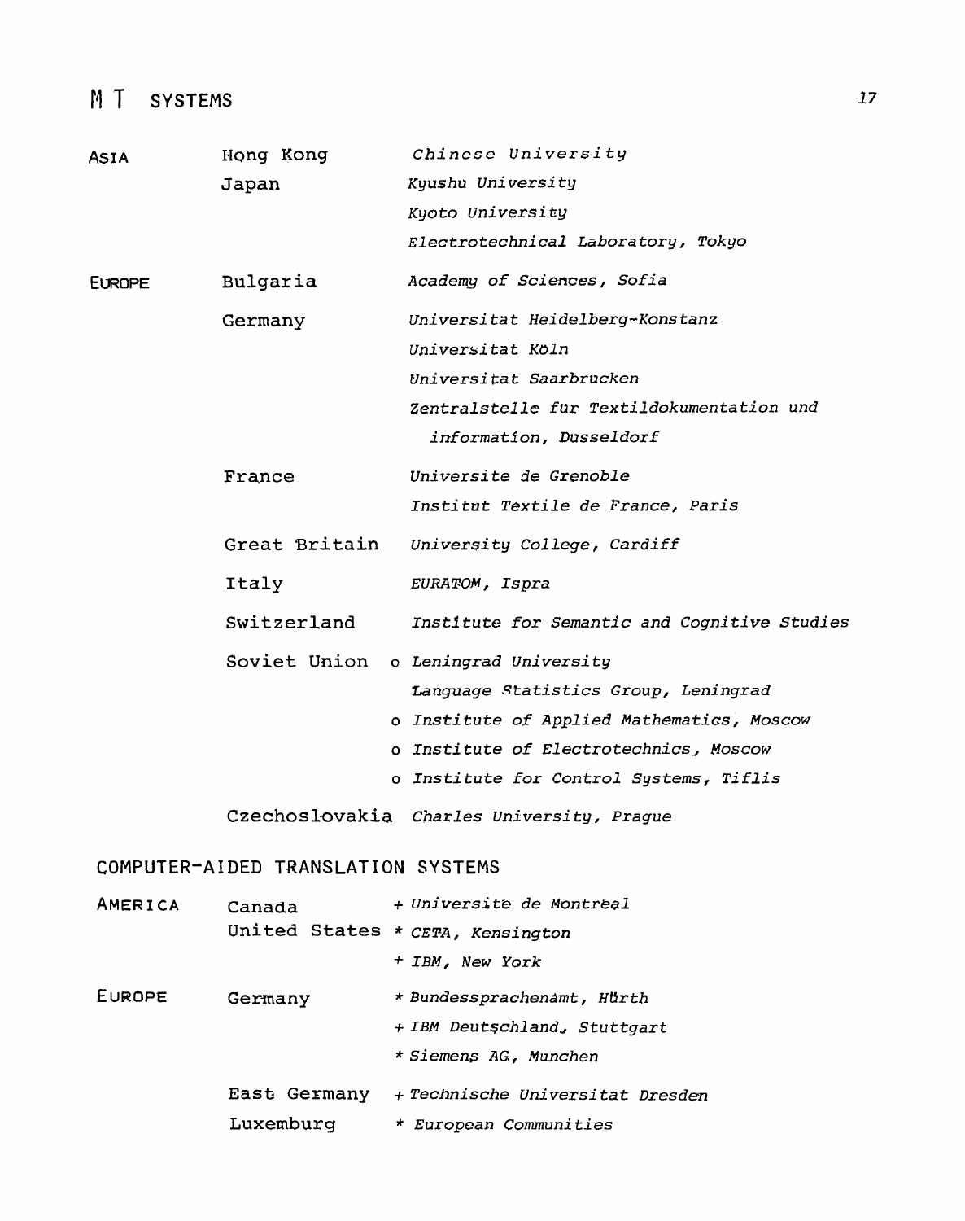## M T SYSTEMS

| | | |
|---|---|---|
| ASIA | Hong Kong | *Chinese University* |
| | Japan | *Kyushu University* |
| | | *Kyoto University* |
| | | *Electrotechnical Laboratory, Tokyo* |
| EUROPE | Bulgaria | *Academy of Sciences, Sofia* |
| | Germany | *Universitat Heidelberg-Konstanz* |
| | | *Universitat Köln* |
| | | *Universitat Saarbrucken* |
| | | *Zentralstelle für Textildokumentation und information, Dusseldorf* |
| | France | *Universite de Grenoble* |
| | | *Institut Textile de France, Paris* |
| | Great Britain | *University College, Cardiff* |
| | Italy | *EURATOM, Ispra* |
| | Switzerland | *Institute for Semantic and Cognitive Studies* |
| | Soviet Union | o *Leningrad University* |
| | | *Language Statistics Group, Leningrad* |
| | | o *Institute of Applied Mathematics, Moscow* |
| | | o *Institute of Electrotechnics, Moscow* |
| | | o *Institute for Control Systems, Tiflis* |
| | Czechoslovakia | *Charles University, Prague* |

## COMPUTER-AIDED TRANSLATION SYSTEMS

| | | |
|---|---|---|
| AMERICA | Canada | + *Universite de Montreal* |
| | United States | * *CETA, Kensington* |
| | | + *IBM, New York* |
| EUROPE | Germany | * *Bundessprachenamt, Hürth* |
| | | + *IBM Deutschland, Stuttgart* |
| | | * *Siemens AG, Munchen* |
| | East Germany | + *Technische Universitat Dresden* |
| | Luxemburg | * *European Communities* |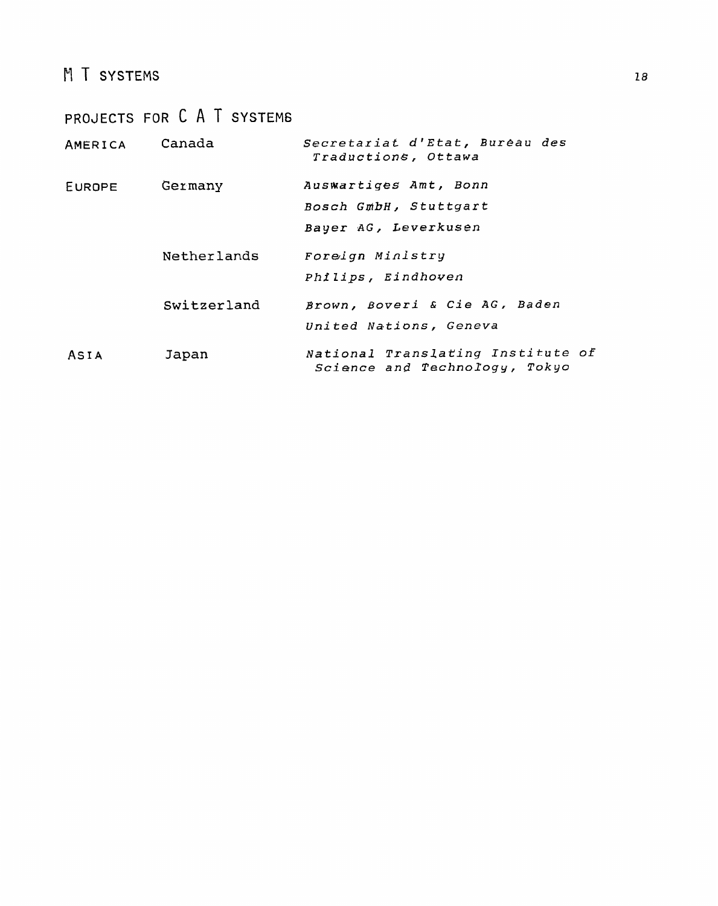# M T SYSTEMS

## PROJECTS FOR C A T SYSTEMS

| | | |
|---|---|---|
| AMERICA | Canada | *Secretariat d'Etat, Burêau des Traductions, Ottawa* |
| EUROPE | Germany | *Auswartiges Amt, Bonn* |
| | | *Bosch GmbH, Stuttgart* |
| | | *Bayer AG, Leverkusen* |
| | Netherlands | *Foreign Ministry* |
| | | *Philips, Eindhoven* |
| | Switzerland | *Brown, Boveri & Cie AG, Baden* |
| | | *United Nations, Geneva* |
| ASIA | Japan | *National Translating Institute of Science and Technology, Tokyo* |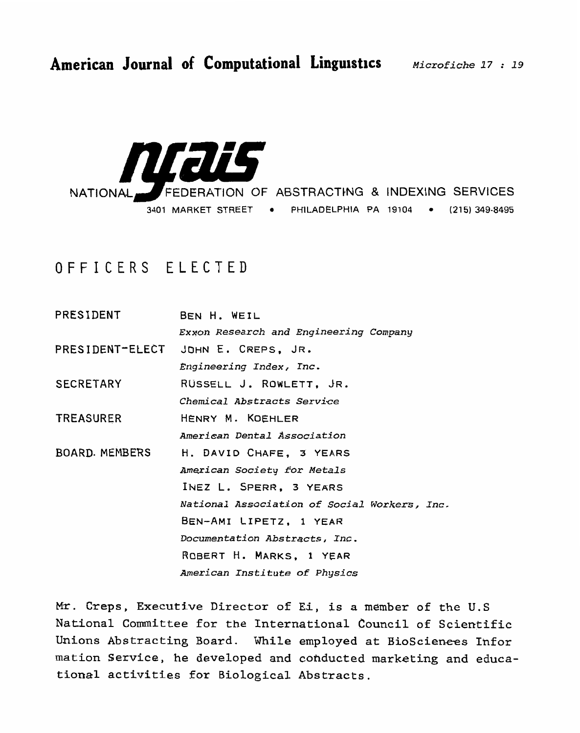NATIONAL FEDERATION OF ABSTRACTING & INDEXING SERVICES

3401 MARKET STREET • PHILADELPHIA PA 19104 • (215) 349-8495

# OFFICERS ELECTED

| | |
|---|---|
| PRESIDENT | BEN H. WEIL<br>*Exxon Research and Engineering Company* |
| PRESIDENT-ELECT | JOHN E. CREPS, JR.<br>*Engineering Index, Inc.* |
| SECRETARY | RUSSELL J. ROWLETT, JR.<br>*Chemical Abstracts Service* |
| TREASURER | HENRY M. KOEHLER<br>*American Dental Association* |
| BOARD MEMBERS | H. DAVID CHAFE, 3 YEARS<br>*American Society for Metals* |
| | INEZ L. SPERR, 3 YEARS<br>*National Association of Social Workers, Inc.* |
| | BEN-AMI LIPETZ, 1 YEAR<br>*Documentation Abstracts, Inc.* |
| | ROBERT H. MARKS, 1 YEAR<br>*American Institute of Physics* |

Mr. Creps, Executive Director of Ei, is a member of the U.S National Committee for the International Council of Scientific Unions Abstracting Board. While employed at BioSciences Information Service, he developed and conducted marketing and educational activities for Biological Abstracts.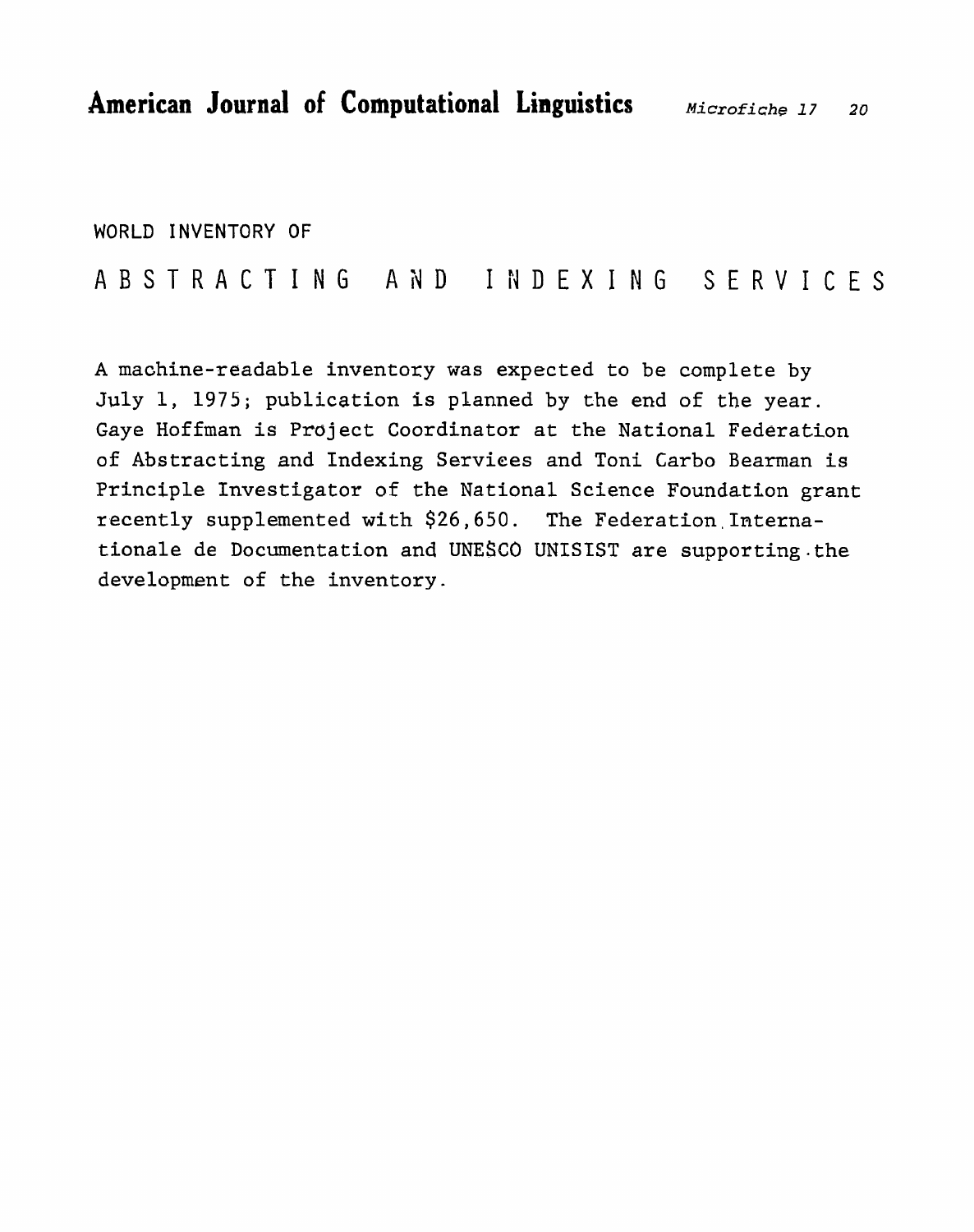WORLD INVENTORY OF

# ABSTRACTING AND INDEXING SERVICES

A machine-readable inventory was expected to be complete by July 1, 1975; publication is planned by the end of the year. Gaye Hoffman is Project Coordinator at the National Federation of Abstracting and Indexing Services and Toni Carbo Bearman is Principle Investigator of the National Science Foundation grant recently supplemented with $26,650. The Federation Internationale de Documentation and UNESCO UNISIST are supporting the development of the inventory.